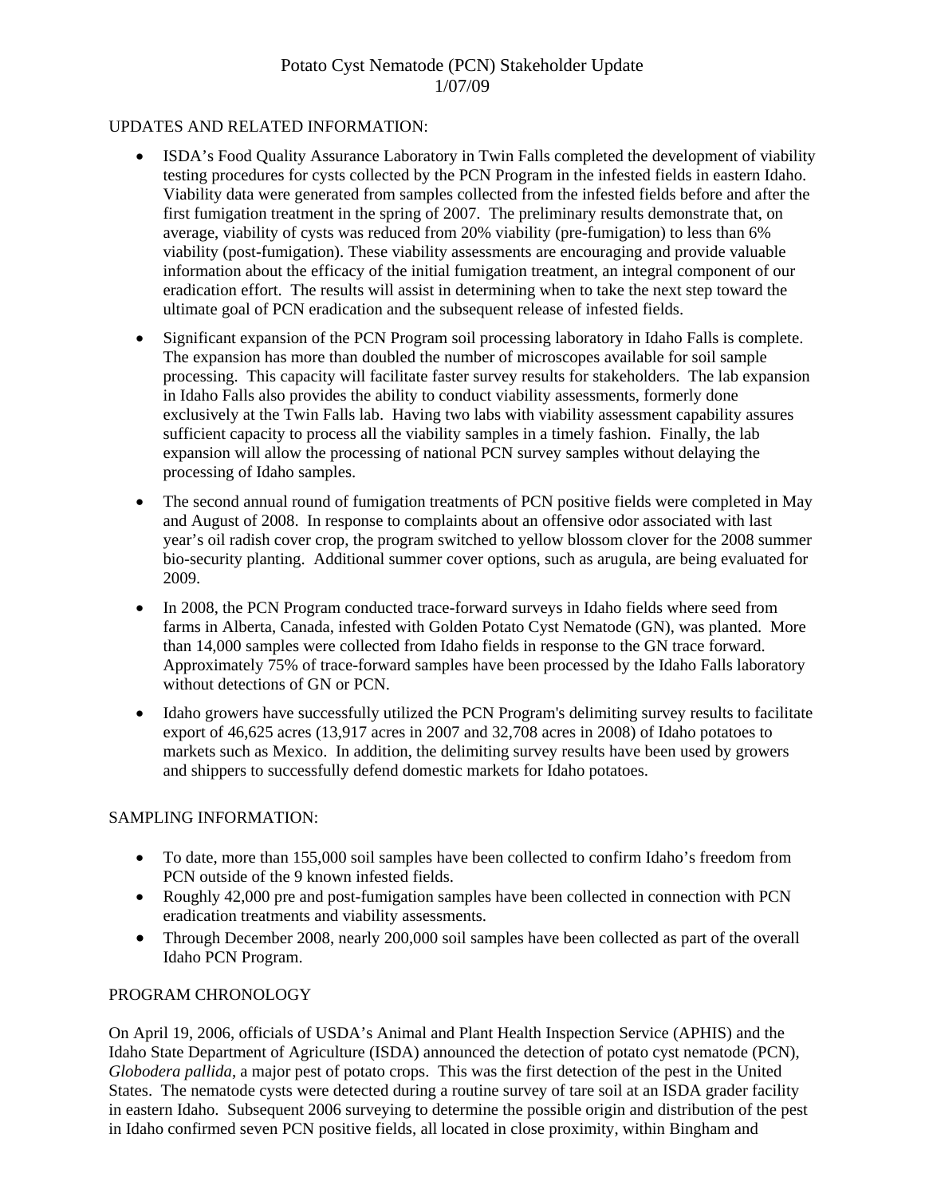# Potato Cyst Nematode (PCN) Stakeholder Update
1/07/09

## UPDATES AND RELATED INFORMATION:

- ISDA's Food Quality Assurance Laboratory in Twin Falls completed the development of viability testing procedures for cysts collected by the PCN Program in the infested fields in eastern Idaho. Viability data were generated from samples collected from the infested fields before and after the first fumigation treatment in the spring of 2007. The preliminary results demonstrate that, on average, viability of cysts was reduced from 20% viability (pre-fumigation) to less than 6% viability (post-fumigation). These viability assessments are encouraging and provide valuable information about the efficacy of the initial fumigation treatment, an integral component of our eradication effort. The results will assist in determining when to take the next step toward the ultimate goal of PCN eradication and the subsequent release of infested fields.
- Significant expansion of the PCN Program soil processing laboratory in Idaho Falls is complete. The expansion has more than doubled the number of microscopes available for soil sample processing. This capacity will facilitate faster survey results for stakeholders. The lab expansion in Idaho Falls also provides the ability to conduct viability assessments, formerly done exclusively at the Twin Falls lab. Having two labs with viability assessment capability assures sufficient capacity to process all the viability samples in a timely fashion. Finally, the lab expansion will allow the processing of national PCN survey samples without delaying the processing of Idaho samples.
- The second annual round of fumigation treatments of PCN positive fields were completed in May and August of 2008. In response to complaints about an offensive odor associated with last year's oil radish cover crop, the program switched to yellow blossom clover for the 2008 summer bio-security planting. Additional summer cover options, such as arugula, are being evaluated for 2009.
- In 2008, the PCN Program conducted trace-forward surveys in Idaho fields where seed from farms in Alberta, Canada, infested with Golden Potato Cyst Nematode (GN), was planted. More than 14,000 samples were collected from Idaho fields in response to the GN trace forward. Approximately 75% of trace-forward samples have been processed by the Idaho Falls laboratory without detections of GN or PCN.
- Idaho growers have successfully utilized the PCN Program's delimiting survey results to facilitate export of 46,625 acres (13,917 acres in 2007 and 32,708 acres in 2008) of Idaho potatoes to markets such as Mexico. In addition, the delimiting survey results have been used by growers and shippers to successfully defend domestic markets for Idaho potatoes.

## SAMPLING INFORMATION:

- To date, more than 155,000 soil samples have been collected to confirm Idaho's freedom from PCN outside of the 9 known infested fields.
- Roughly 42,000 pre and post-fumigation samples have been collected in connection with PCN eradication treatments and viability assessments.
- Through December 2008, nearly 200,000 soil samples have been collected as part of the overall Idaho PCN Program.

## PROGRAM CHRONOLOGY

On April 19, 2006, officials of USDA's Animal and Plant Health Inspection Service (APHIS) and the Idaho State Department of Agriculture (ISDA) announced the detection of potato cyst nematode (PCN), *Globodera pallida*, a major pest of potato crops. This was the first detection of the pest in the United States. The nematode cysts were detected during a routine survey of tare soil at an ISDA grader facility in eastern Idaho. Subsequent 2006 surveying to determine the possible origin and distribution of the pest in Idaho confirmed seven PCN positive fields, all located in close proximity, within Bingham and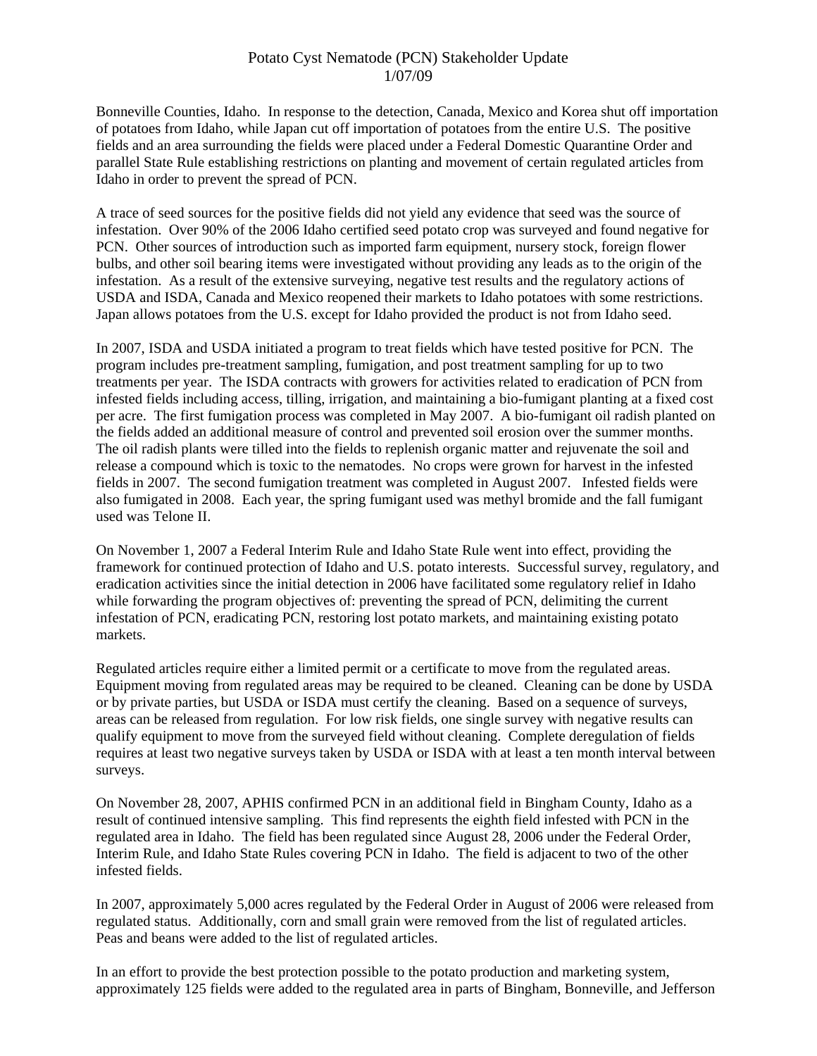Bonneville Counties, Idaho. In response to the detection, Canada, Mexico and Korea shut off importation of potatoes from Idaho, while Japan cut off importation of potatoes from the entire U.S. The positive fields and an area surrounding the fields were placed under a Federal Domestic Quarantine Order and parallel State Rule establishing restrictions on planting and movement of certain regulated articles from Idaho in order to prevent the spread of PCN.

A trace of seed sources for the positive fields did not yield any evidence that seed was the source of infestation. Over 90% of the 2006 Idaho certified seed potato crop was surveyed and found negative for PCN. Other sources of introduction such as imported farm equipment, nursery stock, foreign flower bulbs, and other soil bearing items were investigated without providing any leads as to the origin of the infestation. As a result of the extensive surveying, negative test results and the regulatory actions of USDA and ISDA, Canada and Mexico reopened their markets to Idaho potatoes with some restrictions. Japan allows potatoes from the U.S. except for Idaho provided the product is not from Idaho seed.

In 2007, ISDA and USDA initiated a program to treat fields which have tested positive for PCN. The program includes pre-treatment sampling, fumigation, and post treatment sampling for up to two treatments per year. The ISDA contracts with growers for activities related to eradication of PCN from infested fields including access, tilling, irrigation, and maintaining a bio-fumigant planting at a fixed cost per acre. The first fumigation process was completed in May 2007. A bio-fumigant oil radish planted on the fields added an additional measure of control and prevented soil erosion over the summer months. The oil radish plants were tilled into the fields to replenish organic matter and rejuvenate the soil and release a compound which is toxic to the nematodes. No crops were grown for harvest in the infested fields in 2007. The second fumigation treatment was completed in August 2007. Infested fields were also fumigated in 2008. Each year, the spring fumigant used was methyl bromide and the fall fumigant used was Telone II.

On November 1, 2007 a Federal Interim Rule and Idaho State Rule went into effect, providing the framework for continued protection of Idaho and U.S. potato interests. Successful survey, regulatory, and eradication activities since the initial detection in 2006 have facilitated some regulatory relief in Idaho while forwarding the program objectives of: preventing the spread of PCN, delimiting the current infestation of PCN, eradicating PCN, restoring lost potato markets, and maintaining existing potato markets.

Regulated articles require either a limited permit or a certificate to move from the regulated areas. Equipment moving from regulated areas may be required to be cleaned. Cleaning can be done by USDA or by private parties, but USDA or ISDA must certify the cleaning. Based on a sequence of surveys, areas can be released from regulation. For low risk fields, one single survey with negative results can qualify equipment to move from the surveyed field without cleaning. Complete deregulation of fields requires at least two negative surveys taken by USDA or ISDA with at least a ten month interval between surveys.

On November 28, 2007, APHIS confirmed PCN in an additional field in Bingham County, Idaho as a result of continued intensive sampling. This find represents the eighth field infested with PCN in the regulated area in Idaho. The field has been regulated since August 28, 2006 under the Federal Order, Interim Rule, and Idaho State Rules covering PCN in Idaho. The field is adjacent to two of the other infested fields.

In 2007, approximately 5,000 acres regulated by the Federal Order in August of 2006 were released from regulated status. Additionally, corn and small grain were removed from the list of regulated articles. Peas and beans were added to the list of regulated articles.

In an effort to provide the best protection possible to the potato production and marketing system, approximately 125 fields were added to the regulated area in parts of Bingham, Bonneville, and Jefferson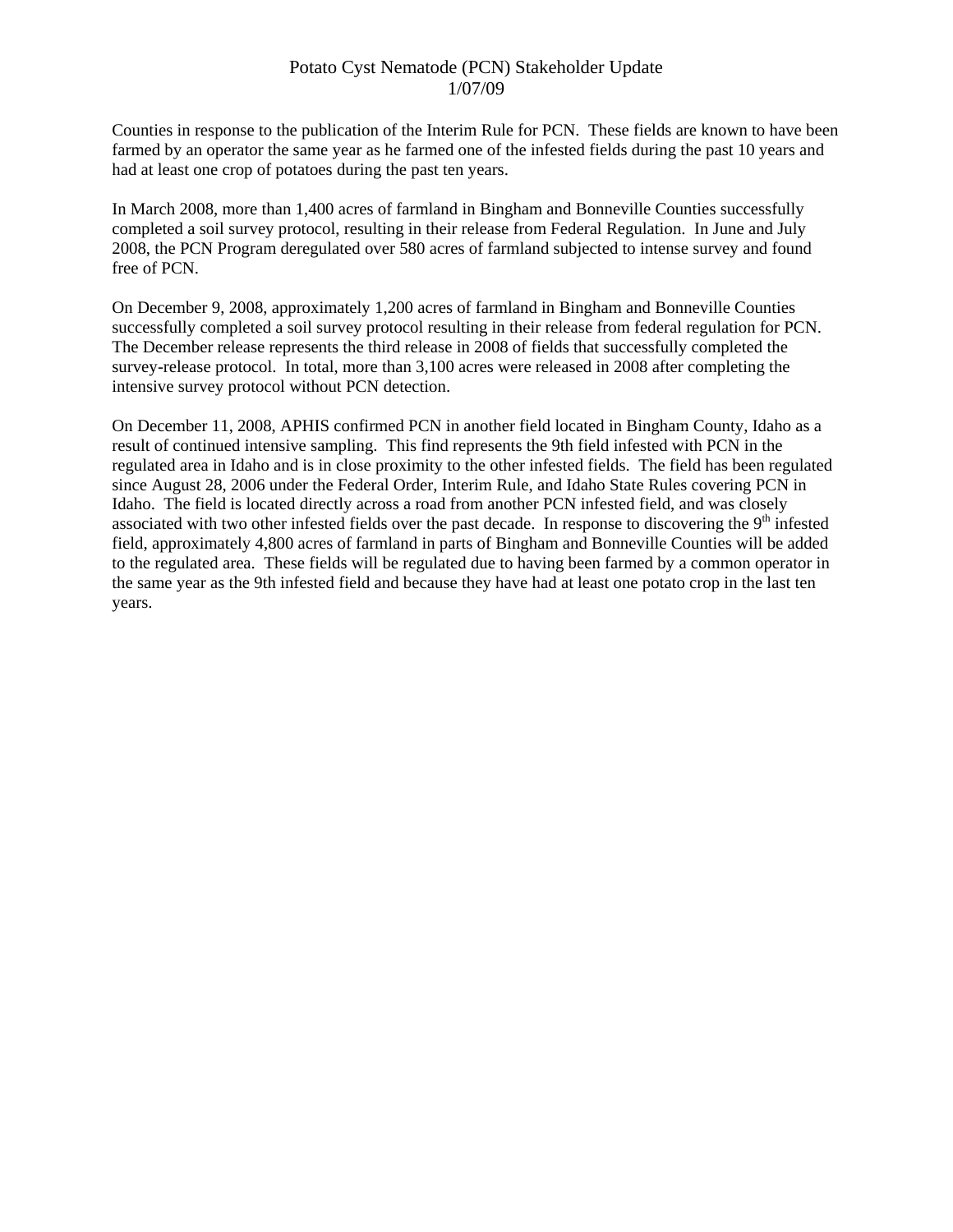Counties in response to the publication of the Interim Rule for PCN. These fields are known to have been farmed by an operator the same year as he farmed one of the infested fields during the past 10 years and had at least one crop of potatoes during the past ten years.

In March 2008, more than 1,400 acres of farmland in Bingham and Bonneville Counties successfully completed a soil survey protocol, resulting in their release from Federal Regulation. In June and July 2008, the PCN Program deregulated over 580 acres of farmland subjected to intense survey and found free of PCN.

On December 9, 2008, approximately 1,200 acres of farmland in Bingham and Bonneville Counties successfully completed a soil survey protocol resulting in their release from federal regulation for PCN. The December release represents the third release in 2008 of fields that successfully completed the survey-release protocol. In total, more than 3,100 acres were released in 2008 after completing the intensive survey protocol without PCN detection.

On December 11, 2008, APHIS confirmed PCN in another field located in Bingham County, Idaho as a result of continued intensive sampling. This find represents the 9th field infested with PCN in the regulated area in Idaho and is in close proximity to the other infested fields. The field has been regulated since August 28, 2006 under the Federal Order, Interim Rule, and Idaho State Rules covering PCN in Idaho. The field is located directly across a road from another PCN infested field, and was closely associated with two other infested fields over the past decade. In response to discovering the 9th infested field, approximately 4,800 acres of farmland in parts of Bingham and Bonneville Counties will be added to the regulated area. These fields will be regulated due to having been farmed by a common operator in the same year as the 9th infested field and because they have had at least one potato crop in the last ten years.